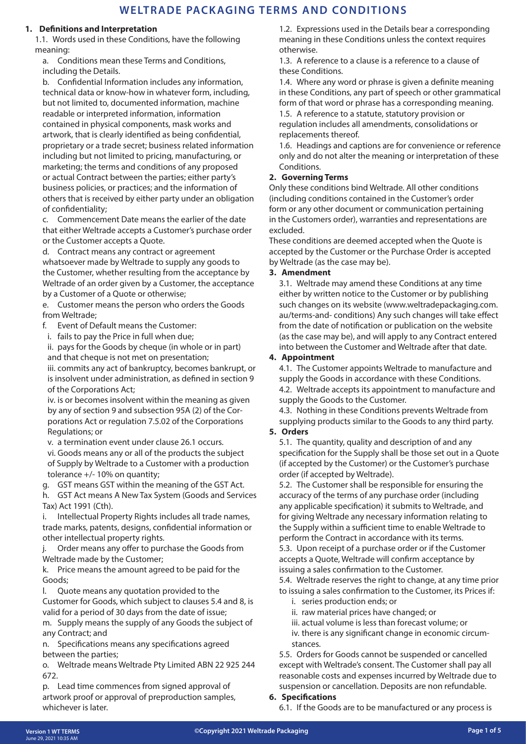# WELTRADE PACKAGING TERMS AND CONDITIONS

## 1. Definitions and Interpretation

1.1. Words used in these Conditions, have the following meaning:

a. Conditions mean these Terms and Conditions, including the Details.

b. Confidential Information includes any information, technical data or know-how in whatever form, including, but not limited to, documented information, machine readable or interpreted information, information contained in physical components, mask works and artwork, that is clearly identified as being confidential, proprietary or a trade secret; business related information including but not limited to pricing, manufacturing, or marketing; the terms and conditions of any proposed or actual Contract between the parties; either party's business policies, or practices; and the information of others that is received by either party under an obligation of confidentiality;

c. Commencement Date means the earlier of the date that either Weltrade accepts a Customer's purchase order or the Customer accepts a Quote.

d. Contract means any contract or agreement whatsoever made by Weltrade to supply any goods to the Customer, whether resulting from the acceptance by Weltrade of an order given by a Customer, the acceptance by a Customer of a Quote or otherwise;

e. Customer means the person who orders the Goods from Weltrade;

f. Event of Default means the Customer:

i. fails to pay the Price in full when due;

ii. pays for the Goods by cheque (in whole or in part) and that cheque is not met on presentation;

iii. commits any act of bankruptcy, becomes bankrupt, or is insolvent under administration, as defined in section 9 of the Corporations Act;

iv. is or becomes insolvent within the meaning as given by any of section 9 and subsection 95A (2) of the Corporations Act or regulation 7.5.02 of the Corporations Regulations; or

v. a termination event under clause 26.1 occurs.

vi. Goods means any or all of the products the subject of Supply by Weltrade to a Customer with a production tolerance +/- 10% on quantity;

g. GST means GST within the meaning of the GST Act.

h. GST Act means A New Tax System (Goods and Services Tax) Act 1991 (Cth).

i. Intellectual Property Rights includes all trade names, trade marks, patents, designs, confidential information or other intellectual property rights.

j. Order means any offer to purchase the Goods from Weltrade made by the Customer;

k. Price means the amount agreed to be paid for the Goods;

l. Quote means any quotation provided to the Customer for Goods, which subject to clauses 5.4 and 8, is valid for a period of 30 days from the date of issue;

m. Supply means the supply of any Goods the subject of any Contract; and

n. Specifications means any specifications agreed between the parties;

o. Weltrade means Weltrade Pty Limited ABN 22 925 244 672.

p. Lead time commences from signed approval of artwork proof or approval of preproduction samples, whichever is later.

1.2. Expressions used in the Details bear a corresponding meaning in these Conditions unless the context requires otherwise.

1.3. A reference to a clause is a reference to a clause of these Conditions.

1.4. Where any word or phrase is given a definite meaning in these Conditions, any part of speech or other grammatical form of that word or phrase has a corresponding meaning.

1.5. A reference to a statute, statutory provision or regulation includes all amendments, consolidations or replacements thereof.

1.6. Headings and captions are for convenience or reference only and do not alter the meaning or interpretation of these Conditions.

## 2. Governing Terms

Only these conditions bind Weltrade. All other conditions (including conditions contained in the Customer's order form or any other document or communication pertaining in the Customers order), warranties and representations are excluded.

These conditions are deemed accepted when the Quote is accepted by the Customer or the Purchase Order is accepted by Weltrade (as the case may be).

## 3. Amendment

3.1. Weltrade may amend these Conditions at any time either by written notice to the Customer or by publishing such changes on its website (www.weltradepackaging.com.au/terms-and- conditions) Any such changes will take effect from the date of notification or publication on the website (as the case may be), and will apply to any Contract entered into between the Customer and Weltrade after that date.

## 4. Appointment

4.1. The Customer appoints Weltrade to manufacture and supply the Goods in accordance with these Conditions.

4.2. Weltrade accepts its appointment to manufacture and supply the Goods to the Customer.

4.3. Nothing in these Conditions prevents Weltrade from supplying products similar to the Goods to any third party.

## 5. Orders

5.1. The quantity, quality and description of and any specification for the Supply shall be those set out in a Quote (if accepted by the Customer) or the Customer's purchase order (if accepted by Weltrade).

5.2. The Customer shall be responsible for ensuring the accuracy of the terms of any purchase order (including any applicable specification) it submits to Weltrade, and for giving Weltrade any necessary information relating to the Supply within a sufficient time to enable Weltrade to perform the Contract in accordance with its terms.

5.3. Upon receipt of a purchase order or if the Customer accepts a Quote, Weltrade will confirm acceptance by issuing a sales confirmation to the Customer.

5.4. Weltrade reserves the right to change, at any time prior to issuing a sales confirmation to the Customer, its Prices if:

i. series production ends; or

ii. raw material prices have changed; or

iii. actual volume is less than forecast volume; or

iv. there is any significant change in economic circumstances.

5.5. Orders for Goods cannot be suspended or cancelled except with Weltrade's consent. The Customer shall pay all reasonable costs and expenses incurred by Weltrade due to suspension or cancellation. Deposits are non refundable.

## 6. Specifications

6.1. If the Goods are to be manufactured or any process is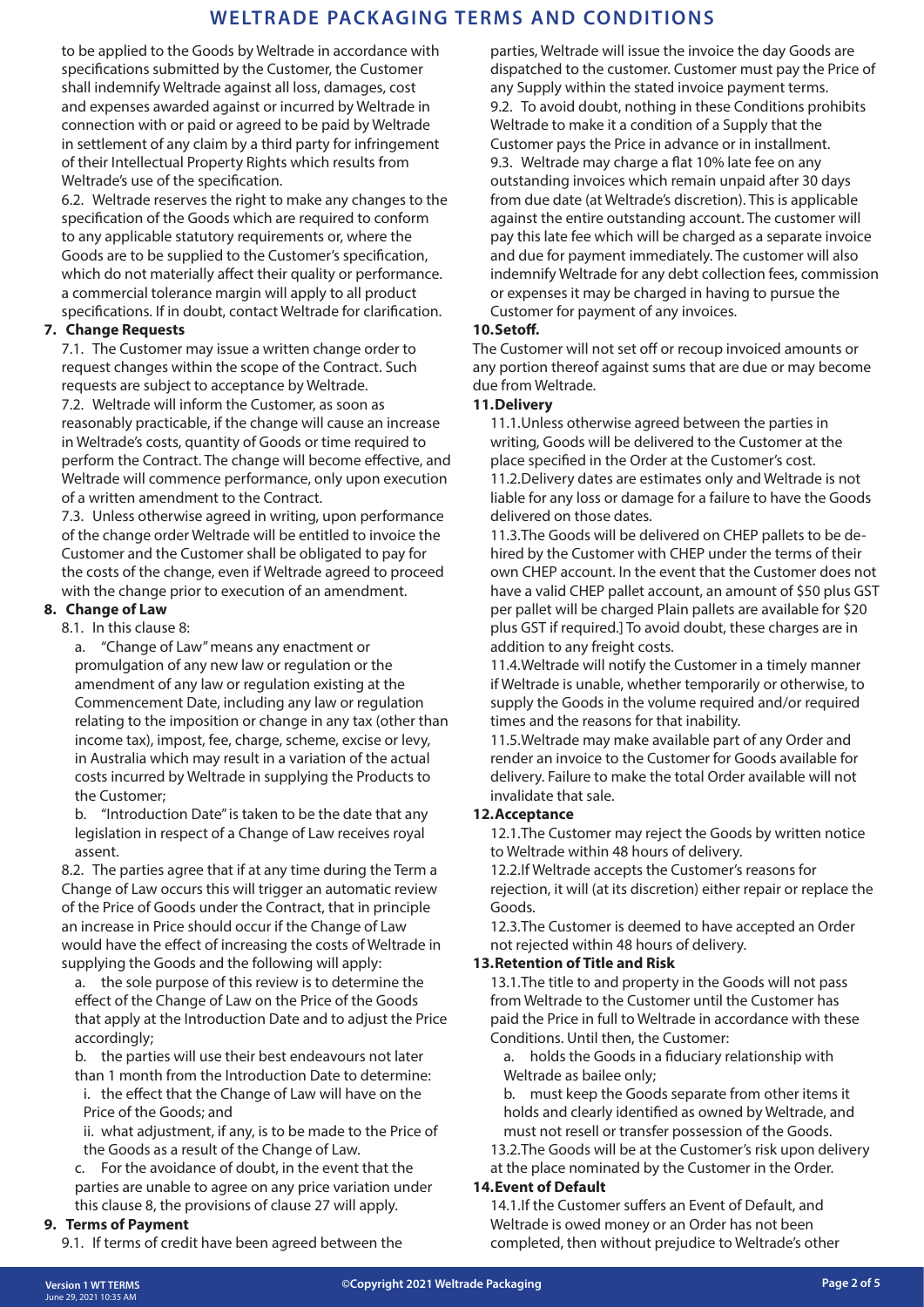to be applied to the Goods by Weltrade in accordance with specifications submitted by the Customer, the Customer shall indemnify Weltrade against all loss, damages, cost and expenses awarded against or incurred by Weltrade in connection with or paid or agreed to be paid by Weltrade in settlement of any claim by a third party for infringement of their Intellectual Property Rights which results from Weltrade's use of the specification.

6.2. Weltrade reserves the right to make any changes to the specification of the Goods which are required to conform to any applicable statutory requirements or, where the Goods are to be supplied to the Customer's specification, which do not materially affect their quality or performance. a commercial tolerance margin will apply to all product specifications. If in doubt, contact Weltrade for clarification.

**7. Change Requests**

7.1. The Customer may issue a written change order to request changes within the scope of the Contract. Such requests are subject to acceptance by Weltrade.

7.2. Weltrade will inform the Customer, as soon as reasonably practicable, if the change will cause an increase in Weltrade's costs, quantity of Goods or time required to perform the Contract. The change will become effective, and Weltrade will commence performance, only upon execution of a written amendment to the Contract.

7.3. Unless otherwise agreed in writing, upon performance of the change order Weltrade will be entitled to invoice the Customer and the Customer shall be obligated to pay for the costs of the change, even if Weltrade agreed to proceed with the change prior to execution of an amendment.

**8. Change of Law**

8.1. In this clause 8:

a. "Change of Law" means any enactment or promulgation of any new law or regulation or the amendment of any law or regulation existing at the Commencement Date, including any law or regulation relating to the imposition or change in any tax (other than income tax), impost, fee, charge, scheme, excise or levy, in Australia which may result in a variation of the actual costs incurred by Weltrade in supplying the Products to the Customer;

b. "Introduction Date" is taken to be the date that any legislation in respect of a Change of Law receives royal assent.

8.2. The parties agree that if at any time during the Term a Change of Law occurs this will trigger an automatic review of the Price of Goods under the Contract, that in principle an increase in Price should occur if the Change of Law would have the effect of increasing the costs of Weltrade in supplying the Goods and the following will apply:

a. the sole purpose of this review is to determine the effect of the Change of Law on the Price of the Goods that apply at the Introduction Date and to adjust the Price accordingly;

b. the parties will use their best endeavours not later than 1 month from the Introduction Date to determine:

i. the effect that the Change of Law will have on the Price of the Goods; and

ii. what adjustment, if any, is to be made to the Price of the Goods as a result of the Change of Law.

c. For the avoidance of doubt, in the event that the parties are unable to agree on any price variation under this clause 8, the provisions of clause 27 will apply.

**9. Terms of Payment**

9.1. If terms of credit have been agreed between the parties, Weltrade will issue the invoice the day Goods are dispatched to the customer. Customer must pay the Price of any Supply within the stated invoice payment terms.

9.2. To avoid doubt, nothing in these Conditions prohibits Weltrade to make it a condition of a Supply that the Customer pays the Price in advance or in installment.

9.3. Weltrade may charge a flat 10% late fee on any outstanding invoices which remain unpaid after 30 days from due date (at Weltrade's discretion). This is applicable against the entire outstanding account. The customer will pay this late fee which will be charged as a separate invoice and due for payment immediately. The customer will also indemnify Weltrade for any debt collection fees, commission or expenses it may be charged in having to pursue the Customer for payment of any invoices.

**10. Setoff.**

The Customer will not set off or recoup invoiced amounts or any portion thereof against sums that are due or may become due from Weltrade.

**11. Delivery**

11.1. Unless otherwise agreed between the parties in writing, Goods will be delivered to the Customer at the place specified in the Order at the Customer's cost.

11.2. Delivery dates are estimates only and Weltrade is not liable for any loss or damage for a failure to have the Goods delivered on those dates.

11.3. The Goods will be delivered on CHEP pallets to be de-hired by the Customer with CHEP under the terms of their own CHEP account. In the event that the Customer does not have a valid CHEP pallet account, an amount of $50 plus GST per pallet will be charged Plain pallets are available for $20 plus GST if required.] To avoid doubt, these charges are in addition to any freight costs.

11.4. Weltrade will notify the Customer in a timely manner if Weltrade is unable, whether temporarily or otherwise, to supply the Goods in the volume required and/or required times and the reasons for that inability.

11.5. Weltrade may make available part of any Order and render an invoice to the Customer for Goods available for delivery. Failure to make the total Order available will not invalidate that sale.

**12. Acceptance**

12.1. The Customer may reject the Goods by written notice to Weltrade within 48 hours of delivery.

12.2. If Weltrade accepts the Customer's reasons for rejection, it will (at its discretion) either repair or replace the Goods.

12.3. The Customer is deemed to have accepted an Order not rejected within 48 hours of delivery.

**13. Retention of Title and Risk**

13.1. The title to and property in the Goods will not pass from Weltrade to the Customer until the Customer has paid the Price in full to Weltrade in accordance with these Conditions. Until then, the Customer:

a. holds the Goods in a fiduciary relationship with Weltrade as bailee only;

b. must keep the Goods separate from other items it holds and clearly identified as owned by Weltrade, and must not resell or transfer possession of the Goods.

13.2. The Goods will be at the Customer's risk upon delivery at the place nominated by the Customer in the Order.

**14. Event of Default**

14.1. If the Customer suffers an Event of Default, and Weltrade is owed money or an Order has not been completed, then without prejudice to Weltrade's other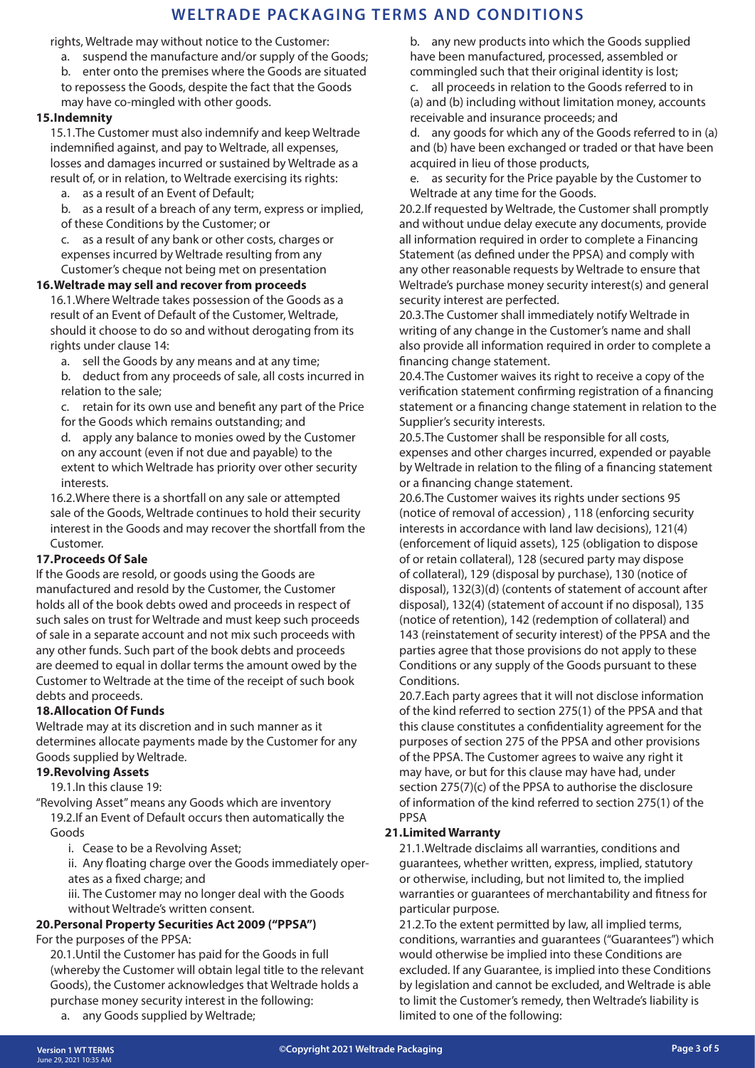rights, Weltrade may without notice to the Customer:

a. suspend the manufacture and/or supply of the Goods;

b. enter onto the premises where the Goods are situated to repossess the Goods, despite the fact that the Goods may have co-mingled with other goods.

## 15.Indemnity

15.1.The Customer must also indemnify and keep Weltrade indemnified against, and pay to Weltrade, all expenses, losses and damages incurred or sustained by Weltrade as a result of, or in relation, to Weltrade exercising its rights:

a. as a result of an Event of Default;

b. as a result of a breach of any term, express or implied, of these Conditions by the Customer; or

c. as a result of any bank or other costs, charges or expenses incurred by Weltrade resulting from any Customer's cheque not being met on presentation

## 16.Weltrade may sell and recover from proceeds

16.1.Where Weltrade takes possession of the Goods as a result of an Event of Default of the Customer, Weltrade, should it choose to do so and without derogating from its rights under clause 14:

a. sell the Goods by any means and at any time;

b. deduct from any proceeds of sale, all costs incurred in relation to the sale;

c. retain for its own use and benefit any part of the Price for the Goods which remains outstanding; and

d. apply any balance to monies owed by the Customer on any account (even if not due and payable) to the extent to which Weltrade has priority over other security interests.

16.2.Where there is a shortfall on any sale or attempted sale of the Goods, Weltrade continues to hold their security interest in the Goods and may recover the shortfall from the Customer.

## 17.Proceeds Of Sale

If the Goods are resold, or goods using the Goods are manufactured and resold by the Customer, the Customer holds all of the book debts owed and proceeds in respect of such sales on trust for Weltrade and must keep such proceeds of sale in a separate account and not mix such proceeds with any other funds. Such part of the book debts and proceeds are deemed to equal in dollar terms the amount owed by the Customer to Weltrade at the time of the receipt of such book debts and proceeds.

## 18.Allocation Of Funds

Weltrade may at its discretion and in such manner as it determines allocate payments made by the Customer for any Goods supplied by Weltrade.

## 19.Revolving Assets

19.1.In this clause 19:

"Revolving Asset" means any Goods which are inventory

19.2.If an Event of Default occurs then automatically the Goods

i. Cease to be a Revolving Asset;

ii. Any floating charge over the Goods immediately operates as a fixed charge; and

iii. The Customer may no longer deal with the Goods without Weltrade's written consent.

## 20.Personal Property Securities Act 2009 ("PPSA")

For the purposes of the PPSA:

20.1.Until the Customer has paid for the Goods in full (whereby the Customer will obtain legal title to the relevant Goods), the Customer acknowledges that Weltrade holds a purchase money security interest in the following:

a. any Goods supplied by Weltrade;

b. any new products into which the Goods supplied have been manufactured, processed, assembled or commingled such that their original identity is lost;

c. all proceeds in relation to the Goods referred to in (a) and (b) including without limitation money, accounts receivable and insurance proceeds; and

d. any goods for which any of the Goods referred to in (a) and (b) have been exchanged or traded or that have been acquired in lieu of those products,

e. as security for the Price payable by the Customer to Weltrade at any time for the Goods.

20.2.If requested by Weltrade, the Customer shall promptly and without undue delay execute any documents, provide all information required in order to complete a Financing Statement (as defined under the PPSA) and comply with any other reasonable requests by Weltrade to ensure that Weltrade's purchase money security interest(s) and general security interest are perfected.

20.3.The Customer shall immediately notify Weltrade in writing of any change in the Customer's name and shall also provide all information required in order to complete a financing change statement.

20.4.The Customer waives its right to receive a copy of the verification statement confirming registration of a financing statement or a financing change statement in relation to the Supplier's security interests.

20.5.The Customer shall be responsible for all costs, expenses and other charges incurred, expended or payable by Weltrade in relation to the filing of a financing statement or a financing change statement.

20.6.The Customer waives its rights under sections 95 (notice of removal of accession) , 118 (enforcing security interests in accordance with land law decisions), 121(4) (enforcement of liquid assets), 125 (obligation to dispose of or retain collateral), 128 (secured party may dispose of collateral), 129 (disposal by purchase), 130 (notice of disposal), 132(3)(d) (contents of statement of account after disposal), 132(4) (statement of account if no disposal), 135 (notice of retention), 142 (redemption of collateral) and 143 (reinstatement of security interest) of the PPSA and the parties agree that those provisions do not apply to these Conditions or any supply of the Goods pursuant to these Conditions.

20.7.Each party agrees that it will not disclose information of the kind referred to section 275(1) of the PPSA and that this clause constitutes a confidentiality agreement for the purposes of section 275 of the PPSA and other provisions of the PPSA. The Customer agrees to waive any right it may have, or but for this clause may have had, under section 275(7)(c) of the PPSA to authorise the disclosure of information of the kind referred to section 275(1) of the PPSA

## 21.Limited Warranty

21.1.Weltrade disclaims all warranties, conditions and guarantees, whether written, express, implied, statutory or otherwise, including, but not limited to, the implied warranties or guarantees of merchantability and fitness for particular purpose.

21.2.To the extent permitted by law, all implied terms, conditions, warranties and guarantees ("Guarantees") which would otherwise be implied into these Conditions are excluded. If any Guarantee, is implied into these Conditions by legislation and cannot be excluded, and Weltrade is able to limit the Customer's remedy, then Weltrade's liability is limited to one of the following: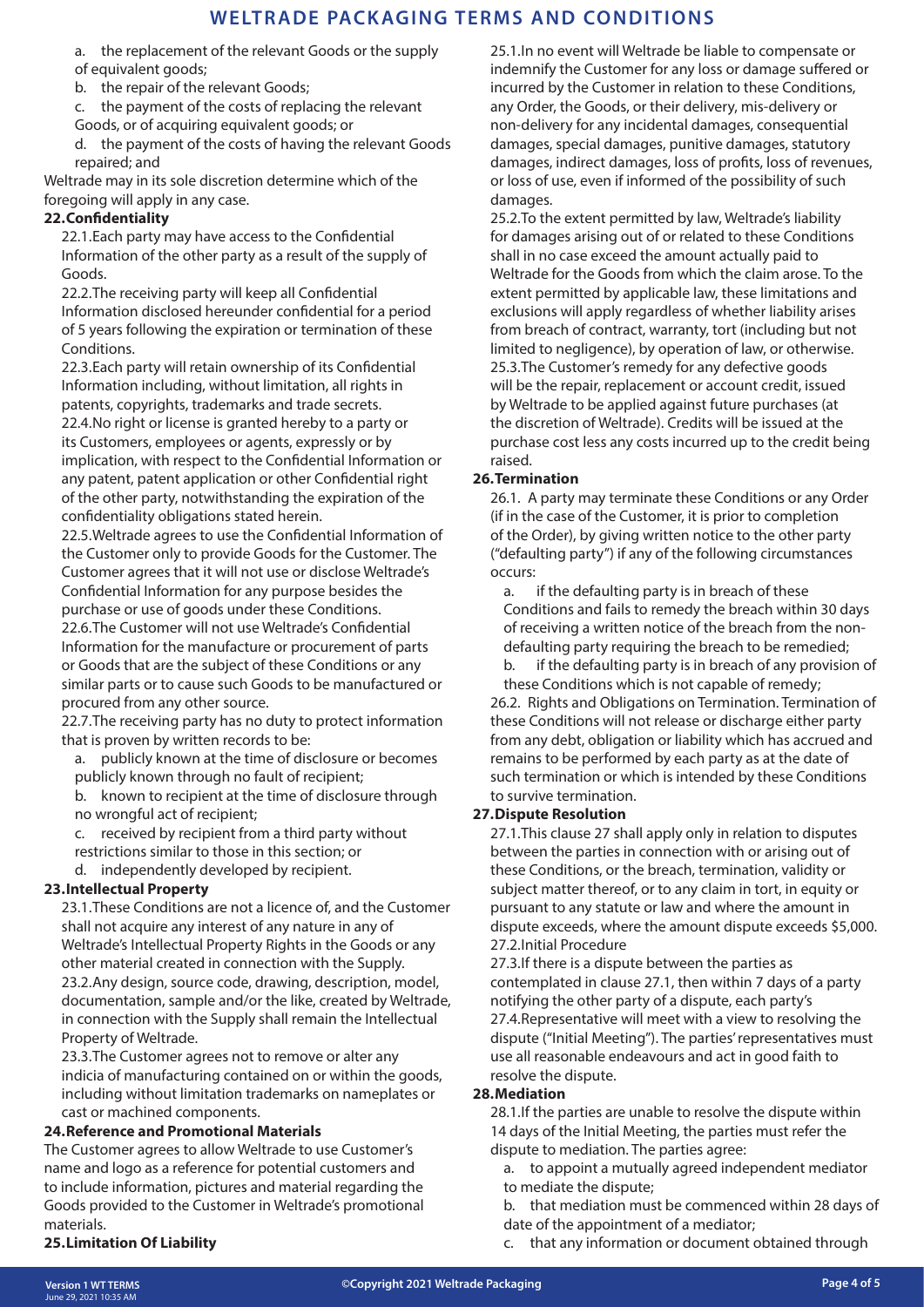a. the replacement of the relevant Goods or the supply of equivalent goods;

b. the repair of the relevant Goods;

c. the payment of the costs of replacing the relevant Goods, or of acquiring equivalent goods; or

d. the payment of the costs of having the relevant Goods repaired; and

Weltrade may in its sole discretion determine which of the foregoing will apply in any case.

**22. Confidentiality**

22.1. Each party may have access to the Confidential Information of the other party as a result of the supply of Goods.

22.2. The receiving party will keep all Confidential Information disclosed hereunder confidential for a period of 5 years following the expiration or termination of these Conditions.

22.3. Each party will retain ownership of its Confidential Information including, without limitation, all rights in patents, copyrights, trademarks and trade secrets.

22.4. No right or license is granted hereby to a party or its Customers, employees or agents, expressly or by implication, with respect to the Confidential Information or any patent, patent application or other Confidential right of the other party, notwithstanding the expiration of the confidentiality obligations stated herein.

22.5. Weltrade agrees to use the Confidential Information of the Customer only to provide Goods for the Customer. The Customer agrees that it will not use or disclose Weltrade's Confidential Information for any purpose besides the purchase or use of goods under these Conditions.

22.6. The Customer will not use Weltrade's Confidential Information for the manufacture or procurement of parts or Goods that are the subject of these Conditions or any similar parts or to cause such Goods to be manufactured or procured from any other source.

22.7. The receiving party has no duty to protect information that is proven by written records to be:

a. publicly known at the time of disclosure or becomes publicly known through no fault of recipient;

b. known to recipient at the time of disclosure through no wrongful act of recipient;

c. received by recipient from a third party without restrictions similar to those in this section; or

d. independently developed by recipient.

**23. Intellectual Property**

23.1. These Conditions are not a licence of, and the Customer shall not acquire any interest of any nature in any of Weltrade's Intellectual Property Rights in the Goods or any other material created in connection with the Supply.

23.2. Any design, source code, drawing, description, model, documentation, sample and/or the like, created by Weltrade, in connection with the Supply shall remain the Intellectual Property of Weltrade.

23.3. The Customer agrees not to remove or alter any indicia of manufacturing contained on or within the goods, including without limitation trademarks on nameplates or cast or machined components.

**24. Reference and Promotional Materials**

The Customer agrees to allow Weltrade to use Customer's name and logo as a reference for potential customers and to include information, pictures and material regarding the Goods provided to the Customer in Weltrade's promotional materials.

**25. Limitation Of Liability**

25.1. In no event will Weltrade be liable to compensate or indemnify the Customer for any loss or damage suffered or incurred by the Customer in relation to these Conditions, any Order, the Goods, or their delivery, mis-delivery or non-delivery for any incidental damages, consequential damages, special damages, punitive damages, statutory damages, indirect damages, loss of profits, loss of revenues, or loss of use, even if informed of the possibility of such damages.

25.2. To the extent permitted by law, Weltrade's liability for damages arising out of or related to these Conditions shall in no case exceed the amount actually paid to Weltrade for the Goods from which the claim arose. To the extent permitted by applicable law, these limitations and exclusions will apply regardless of whether liability arises from breach of contract, warranty, tort (including but not limited to negligence), by operation of law, or otherwise.

25.3. The Customer's remedy for any defective goods will be the repair, replacement or account credit, issued by Weltrade to be applied against future purchases (at the discretion of Weltrade). Credits will be issued at the purchase cost less any costs incurred up to the credit being raised.

**26. Termination**

26.1. A party may terminate these Conditions or any Order (if in the case of the Customer, it is prior to completion of the Order), by giving written notice to the other party ("defaulting party") if any of the following circumstances occurs:

a. if the defaulting party is in breach of these Conditions and fails to remedy the breach within 30 days of receiving a written notice of the breach from the non-defaulting party requiring the breach to be remedied;

b. if the defaulting party is in breach of any provision of these Conditions which is not capable of remedy;

26.2. Rights and Obligations on Termination. Termination of these Conditions will not release or discharge either party from any debt, obligation or liability which has accrued and remains to be performed by each party as at the date of such termination or which is intended by these Conditions to survive termination.

**27. Dispute Resolution**

27.1. This clause 27 shall apply only in relation to disputes between the parties in connection with or arising out of these Conditions, or the breach, termination, validity or subject matter thereof, or to any claim in tort, in equity or pursuant to any statute or law and where the amount in dispute exceeds, where the amount dispute exceeds $5,000.

27.2. Initial Procedure

27.3. If there is a dispute between the parties as contemplated in clause 27.1, then within 7 days of a party notifying the other party of a dispute, each party's

27.4. Representative will meet with a view to resolving the dispute ("Initial Meeting"). The parties' representatives must use all reasonable endeavours and act in good faith to resolve the dispute.

**28. Mediation**

28.1. If the parties are unable to resolve the dispute within 14 days of the Initial Meeting, the parties must refer the dispute to mediation. The parties agree:

a. to appoint a mutually agreed independent mediator to mediate the dispute;

b. that mediation must be commenced within 28 days of date of the appointment of a mediator;

c. that any information or document obtained through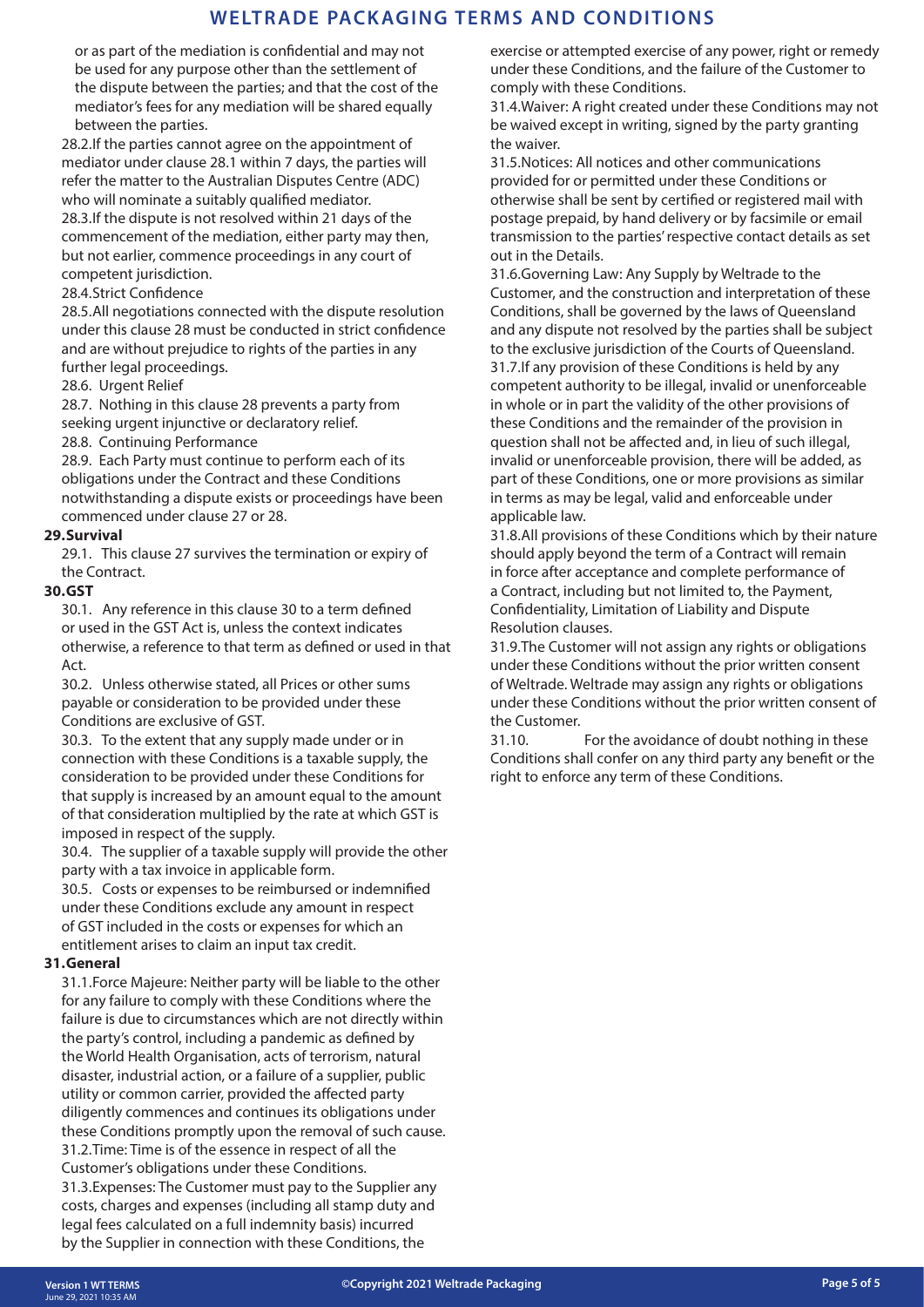or as part of the mediation is confidential and may not be used for any purpose other than the settlement of the dispute between the parties; and that the cost of the mediator's fees for any mediation will be shared equally between the parties.

28.2.If the parties cannot agree on the appointment of mediator under clause 28.1 within 7 days, the parties will refer the matter to the Australian Disputes Centre (ADC) who will nominate a suitably qualified mediator.

28.3.If the dispute is not resolved within 21 days of the commencement of the mediation, either party may then, but not earlier, commence proceedings in any court of competent jurisdiction.

28.4.Strict Confidence

28.5.All negotiations connected with the dispute resolution under this clause 28 must be conducted in strict confidence and are without prejudice to rights of the parties in any further legal proceedings.

28.6. Urgent Relief

28.7. Nothing in this clause 28 prevents a party from seeking urgent injunctive or declaratory relief.

28.8. Continuing Performance

28.9. Each Party must continue to perform each of its obligations under the Contract and these Conditions notwithstanding a dispute exists or proceedings have been commenced under clause 27 or 28.

**29.Survival**

29.1. This clause 27 survives the termination or expiry of the Contract.

**30.GST**

30.1. Any reference in this clause 30 to a term defined or used in the GST Act is, unless the context indicates otherwise, a reference to that term as defined or used in that Act.

30.2. Unless otherwise stated, all Prices or other sums payable or consideration to be provided under these Conditions are exclusive of GST.

30.3. To the extent that any supply made under or in connection with these Conditions is a taxable supply, the consideration to be provided under these Conditions for that supply is increased by an amount equal to the amount of that consideration multiplied by the rate at which GST is imposed in respect of the supply.

30.4. The supplier of a taxable supply will provide the other party with a tax invoice in applicable form.

30.5. Costs or expenses to be reimbursed or indemnified under these Conditions exclude any amount in respect of GST included in the costs or expenses for which an entitlement arises to claim an input tax credit.

**31.General**

31.1.Force Majeure: Neither party will be liable to the other for any failure to comply with these Conditions where the failure is due to circumstances which are not directly within the party's control, including a pandemic as defined by the World Health Organisation, acts of terrorism, natural disaster, industrial action, or a failure of a supplier, public utility or common carrier, provided the affected party diligently commences and continues its obligations under these Conditions promptly upon the removal of such cause.

31.2.Time: Time is of the essence in respect of all the Customer's obligations under these Conditions.

31.3.Expenses: The Customer must pay to the Supplier any costs, charges and expenses (including all stamp duty and legal fees calculated on a full indemnity basis) incurred by the Supplier in connection with these Conditions, the exercise or attempted exercise of any power, right or remedy under these Conditions, and the failure of the Customer to comply with these Conditions.

31.4.Waiver: A right created under these Conditions may not be waived except in writing, signed by the party granting the waiver.

31.5.Notices: All notices and other communications provided for or permitted under these Conditions or otherwise shall be sent by certified or registered mail with postage prepaid, by hand delivery or by facsimile or email transmission to the parties' respective contact details as set out in the Details.

31.6.Governing Law: Any Supply by Weltrade to the Customer, and the construction and interpretation of these Conditions, shall be governed by the laws of Queensland and any dispute not resolved by the parties shall be subject to the exclusive jurisdiction of the Courts of Queensland.

31.7.If any provision of these Conditions is held by any competent authority to be illegal, invalid or unenforceable in whole or in part the validity of the other provisions of these Conditions and the remainder of the provision in question shall not be affected and, in lieu of such illegal, invalid or unenforceable provision, there will be added, as part of these Conditions, one or more provisions as similar in terms as may be legal, valid and enforceable under applicable law.

31.8.All provisions of these Conditions which by their nature should apply beyond the term of a Contract will remain in force after acceptance and complete performance of a Contract, including but not limited to, the Payment, Confidentiality, Limitation of Liability and Dispute Resolution clauses.

31.9.The Customer will not assign any rights or obligations under these Conditions without the prior written consent of Weltrade. Weltrade may assign any rights or obligations under these Conditions without the prior written consent of the Customer.

31.10. For the avoidance of doubt nothing in these Conditions shall confer on any third party any benefit or the right to enforce any term of these Conditions.